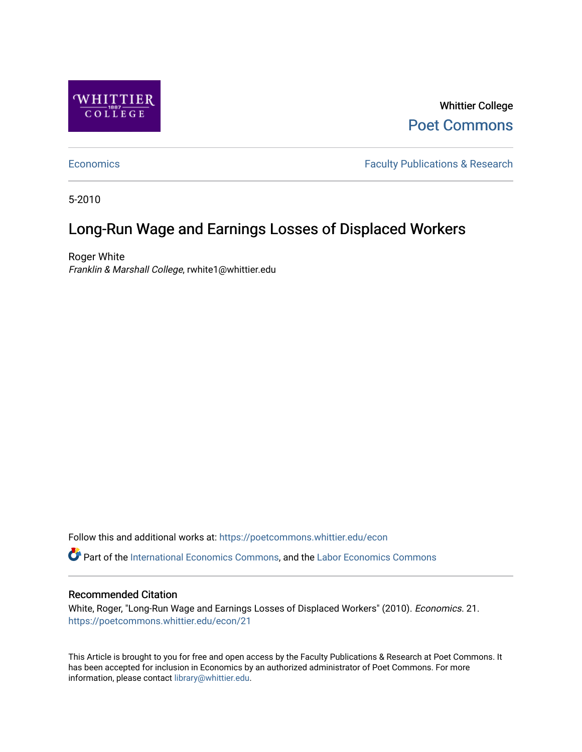Whittier College

Poet Commons

Economics

Faculty Publications & Research

5-2010

# Long-Run Wage and Earnings Losses of Displaced Workers

Roger White

*Franklin & Marshall College*, rwhite1@whittier.edu

Follow this and additional works at: https://poetcommons.whittier.edu/econ

Part of the International Economics Commons, and the Labor Economics Commons

## Recommended Citation

White, Roger, "Long-Run Wage and Earnings Losses of Displaced Workers" (2010). *Economics*. 21.
https://poetcommons.whittier.edu/econ/21

This Article is brought to you for free and open access by the Faculty Publications & Research at Poet Commons. It has been accepted for inclusion in Economics by an authorized administrator of Poet Commons. For more information, please contact library@whittier.edu.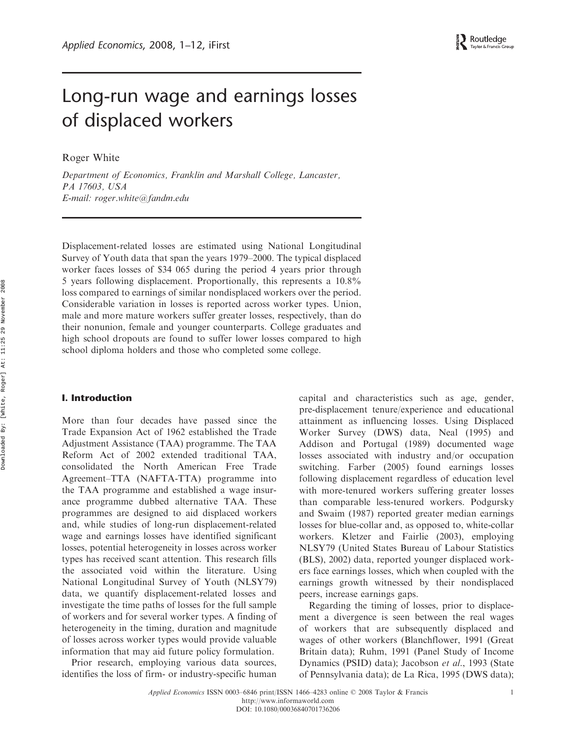# Long-run wage and earnings losses of displaced workers

Roger White

*Department of Economics, Franklin and Marshall College, Lancaster, PA 17603, USA*
*E-mail: roger.white@fandm.edu*

Displacement-related losses are estimated using National Longitudinal Survey of Youth data that span the years 1979–2000. The typical displaced worker faces losses of $34 065 during the period 4 years prior through 5 years following displacement. Proportionally, this represents a 10.8% loss compared to earnings of similar nondisplaced workers over the period. Considerable variation in losses is reported across worker types. Union, male and more mature workers suffer greater losses, respectively, than do their nonunion, female and younger counterparts. College graduates and high school dropouts are found to suffer lower losses compared to high school diploma holders and those who completed some college.

## I. Introduction

More than four decades have passed since the Trade Expansion Act of 1962 established the Trade Adjustment Assistance (TAA) programme. The TAA Reform Act of 2002 extended traditional TAA, consolidated the North American Free Trade Agreement–TTA (NAFTA-TTA) programme into the TAA programme and established a wage insurance programme dubbed alternative TAA. These programmes are designed to aid displaced workers and, while studies of long-run displacement-related wage and earnings losses have identified significant losses, potential heterogeneity in losses across worker types has received scant attention. This research fills the associated void within the literature. Using National Longitudinal Survey of Youth (NLSY79) data, we quantify displacement-related losses and investigate the time paths of losses for the full sample of workers and for several worker types. A finding of heterogeneity in the timing, duration and magnitude of losses across worker types would provide valuable information that may aid future policy formulation.

Prior research, employing various data sources, identifies the loss of firm- or industry-specific human capital and characteristics such as age, gender, pre-displacement tenure/experience and educational attainment as influencing losses. Using Displaced Worker Survey (DWS) data, Neal (1995) and Addison and Portugal (1989) documented wage losses associated with industry and/or occupation switching. Farber (2005) found earnings losses following displacement regardless of education level with more-tenured workers suffering greater losses than comparable less-tenured workers. Podgursky and Swaim (1987) reported greater median earnings losses for blue-collar and, as opposed to, white-collar workers. Kletzer and Fairlie (2003), employing NLSY79 (United States Bureau of Labour Statistics (BLS), 2002) data, reported younger displaced workers face earnings losses, which when coupled with the earnings growth witnessed by their nondisplaced peers, increase earnings gaps.

Regarding the timing of losses, prior to displacement a divergence is seen between the real wages of workers that are subsequently displaced and wages of other workers (Blanchflower, 1991 (Great Britain data); Ruhm, 1991 (Panel Study of Income Dynamics (PSID) data); Jacobson *et al.*, 1993 (State of Pennsylvania data); de La Rica, 1995 (DWS data);

*Applied Economics* ISSN 0003–6846 print/ISSN 1466–4283 online © 2008 Taylor & Francis
http://www.informaworld.com
DOI: 10.1080/00036840701736206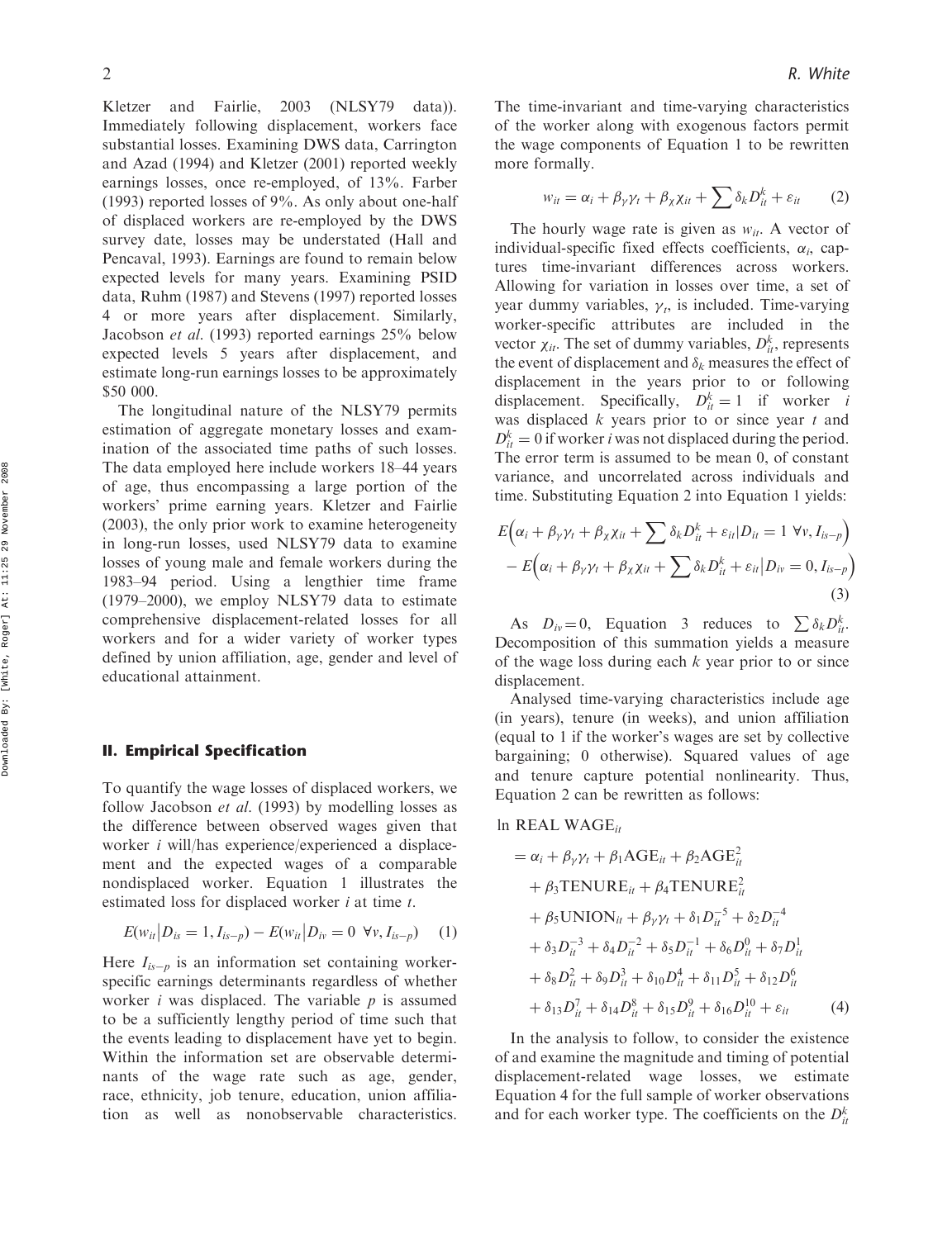Kletzer and Fairlie, 2003 (NLSY79 data)). Immediately following displacement, workers face substantial losses. Examining DWS data, Carrington and Azad (1994) and Kletzer (2001) reported weekly earnings losses, once re-employed, of 13%. Farber (1993) reported losses of 9%. As only about one-half of displaced workers are re-employed by the DWS survey date, losses may be understated (Hall and Pencaval, 1993). Earnings are found to remain below expected levels for many years. Examining PSID data, Ruhm (1987) and Stevens (1997) reported losses 4 or more years after displacement. Similarly, Jacobson *et al.* (1993) reported earnings 25% below expected levels 5 years after displacement, and estimate long-run earnings losses to be approximately $50 000.

The longitudinal nature of the NLSY79 permits estimation of aggregate monetary losses and examination of the associated time paths of such losses. The data employed here include workers 18–44 years of age, thus encompassing a large portion of the workers' prime earning years. Kletzer and Fairlie (2003), the only prior work to examine heterogeneity in long-run losses, used NLSY79 data to examine losses of young male and female workers during the 1983–94 period. Using a lengthier time frame (1979–2000), we employ NLSY79 data to estimate comprehensive displacement-related losses for all workers and for a wider variety of worker types defined by union affiliation, age, gender and level of educational attainment.

## II. Empirical Specification

To quantify the wage losses of displaced workers, we follow Jacobson *et al.* (1993) by modelling losses as the difference between observed wages given that worker $i$ will/has experience/experienced a displacement and the expected wages of a comparable nondisplaced worker. Equation 1 illustrates the estimated loss for displaced worker $i$ at time $t$.

$$E(w_{it}|D_{is}=1, I_{is-p}) - E(w_{it}|D_{iv}=0\ \forall v, I_{is-p}) \quad (1)$$

Here $I_{is-p}$ is an information set containing worker-specific earnings determinants regardless of whether worker $i$ was displaced. The variable $p$ is assumed to be a sufficiently lengthy period of time such that the events leading to displacement have yet to begin. Within the information set are observable determinants of the wage rate such as age, gender, race, ethnicity, job tenure, education, union affiliation as well as nonobservable characteristics. The time-invariant and time-varying characteristics of the worker along with exogenous factors permit the wage components of Equation 1 to be rewritten more formally.

$$w_{it} = \alpha_i + \beta_\gamma \gamma_t + \beta_\chi \chi_{it} + \sum \delta_k D_{it}^k + \varepsilon_{it} \quad (2)$$

The hourly wage rate is given as $w_{it}$. A vector of individual-specific fixed effects coefficients, $\alpha_i$, captures time-invariant differences across workers. Allowing for variation in losses over time, a set of year dummy variables, $\gamma_t$, is included. Time-varying worker-specific attributes are included in the vector $\chi_{it}$. The set of dummy variables, $D_{it}^k$, represents the event of displacement and $\delta_k$ measures the effect of displacement in the years prior to or following displacement. Specifically, $D_{it}^k = 1$ if worker $i$ was displaced $k$ years prior to or since year $t$ and $D_{it}^k = 0$ if worker $i$ was not displaced during the period. The error term is assumed to be mean 0, of constant variance, and uncorrelated across individuals and time. Substituting Equation 2 into Equation 1 yields:

$$\begin{aligned} &E\Big(\alpha_i + \beta_\gamma \gamma_t + \beta_\chi \chi_{it} + \sum \delta_k D_{it}^k + \varepsilon_{it}|D_{it}=1\ \forall v, I_{is-p}\Big) \\ &- E\Big(\alpha_i + \beta_\gamma \gamma_t + \beta_\chi \chi_{it} + \sum \delta_k D_{it}^k + \varepsilon_{it}|D_{iv}=0, I_{is-p}\Big) \end{aligned} \quad (3)$$

As $D_{iv}=0$, Equation 3 reduces to $\sum \delta_k D_{it}^k$. Decomposition of this summation yields a measure of the wage loss during each $k$ year prior to or since displacement.

Analysed time-varying characteristics include age (in years), tenure (in weeks), and union affiliation (equal to 1 if the worker's wages are set by collective bargaining; 0 otherwise). Squared values of age and tenure capture potential nonlinearity. Thus, Equation 2 can be rewritten as follows:

$$\begin{aligned} \ln \text{REAL WAGE}_{it} &= \alpha_i + \beta_\gamma \gamma_t + \beta_1 \text{AGE}_{it} + \beta_2 \text{AGE}_{it}^2 \\ &+ \beta_3 \text{TENURE}_{it} + \beta_4 \text{TENURE}_{it}^2 \\ &+ \beta_5 \text{UNION}_{it} + \beta_\gamma \gamma_t + \delta_1 D_{it}^{-5} + \delta_2 D_{it}^{-4} \\ &+ \delta_3 D_{it}^{-3} + \delta_4 D_{it}^{-2} + \delta_5 D_{it}^{-1} + \delta_6 D_{it}^{0} + \delta_7 D_{it}^{1} \\ &+ \delta_8 D_{it}^{2} + \delta_9 D_{it}^{3} + \delta_{10} D_{it}^{4} + \delta_{11} D_{it}^{5} + \delta_{12} D_{it}^{6} \\ &+ \delta_{13} D_{it}^{7} + \delta_{14} D_{it}^{8} + \delta_{15} D_{it}^{9} + \delta_{16} D_{it}^{10} + \varepsilon_{it} \end{aligned} \quad (4)$$

In the analysis to follow, to consider the existence of and examine the magnitude and timing of potential displacement-related wage losses, we estimate Equation 4 for the full sample of worker observations and for each worker type. The coefficients on the $D_{it}^k$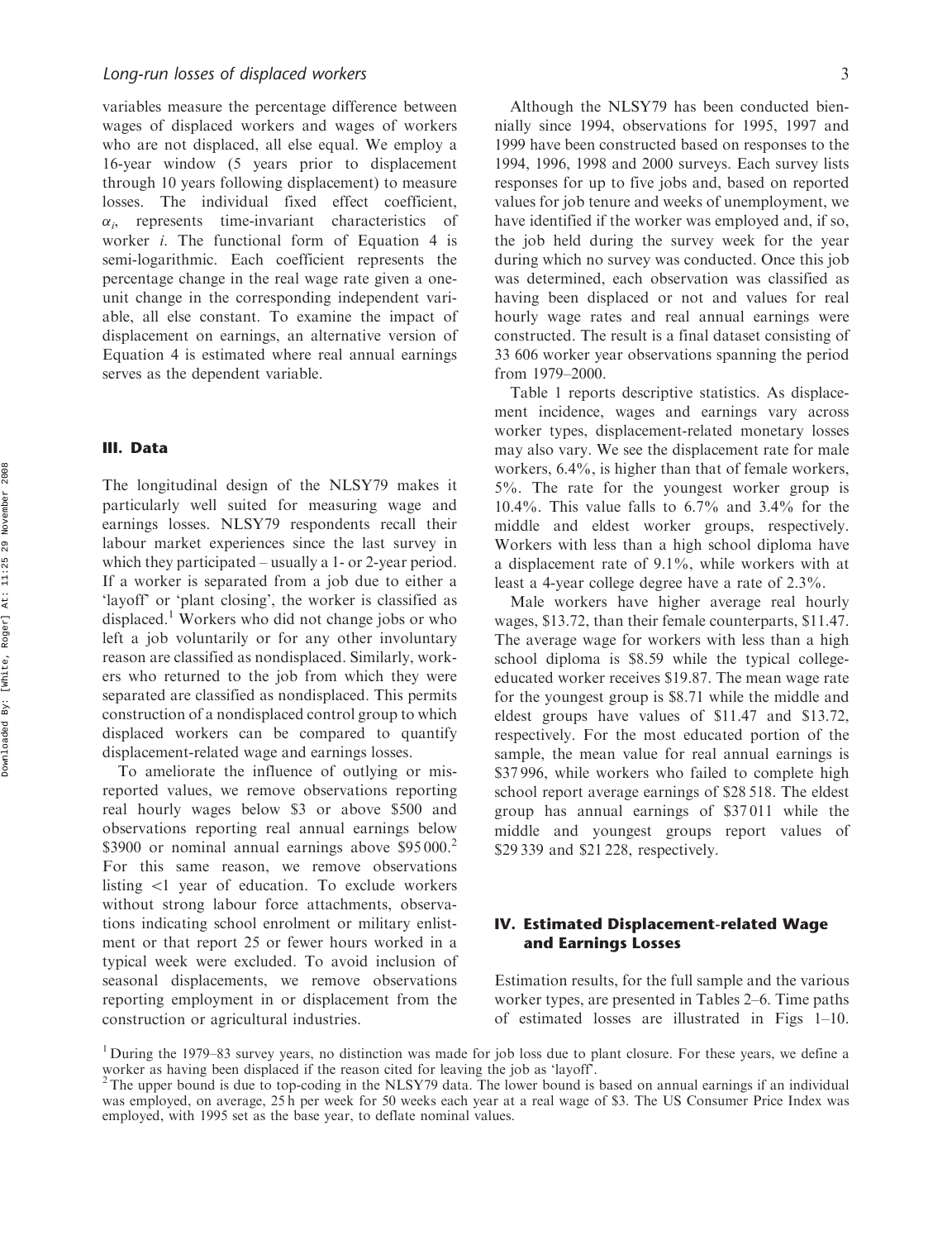variables measure the percentage difference between wages of displaced workers and wages of workers who are not displaced, all else equal. We employ a 16-year window (5 years prior to displacement through 10 years following displacement) to measure losses. The individual fixed effect coefficient, $\alpha_i$, represents time-invariant characteristics of worker $i$. The functional form of Equation 4 is semi-logarithmic. Each coefficient represents the percentage change in the real wage rate given a one-unit change in the corresponding independent variable, all else constant. To examine the impact of displacement on earnings, an alternative version of Equation 4 is estimated where real annual earnings serves as the dependent variable.

## III. Data

The longitudinal design of the NLSY79 makes it particularly well suited for measuring wage and earnings losses. NLSY79 respondents recall their labour market experiences since the last survey in which they participated – usually a 1- or 2-year period. If a worker is separated from a job due to either a 'layoff' or 'plant closing', the worker is classified as displaced.[1] Workers who did not change jobs or who left a job voluntarily or for any other involuntary reason are classified as nondisplaced. Similarly, workers who returned to the job from which they were separated are classified as nondisplaced. This permits construction of a nondisplaced control group to which displaced workers can be compared to quantify displacement-related wage and earnings losses.

To ameliorate the influence of outlying or misreported values, we remove observations reporting real hourly wages below \$3 or above \$500 and observations reporting real annual earnings below \$3900 or nominal annual earnings above \$95 000.[2] For this same reason, we remove observations listing <1 year of education. To exclude workers without strong labour force attachments, observations indicating school enrolment or military enlistment or that report 25 or fewer hours worked in a typical week were excluded. To avoid inclusion of seasonal displacements, we remove observations reporting employment in or displacement from the construction or agricultural industries.

Although the NLSY79 has been conducted biennially since 1994, observations for 1995, 1997 and 1999 have been constructed based on responses to the 1994, 1996, 1998 and 2000 surveys. Each survey lists responses for up to five jobs and, based on reported values for job tenure and weeks of unemployment, we have identified if the worker was employed and, if so, the job held during the survey week for the year during which no survey was conducted. Once this job was determined, each observation was classified as having been displaced or not and values for real hourly wage rates and real annual earnings were constructed. The result is a final dataset consisting of 33 606 worker year observations spanning the period from 1979–2000.

Table 1 reports descriptive statistics. As displacement incidence, wages and earnings vary across worker types, displacement-related monetary losses may also vary. We see the displacement rate for male workers, 6.4%, is higher than that of female workers, 5%. The rate for the youngest worker group is 10.4%. This value falls to 6.7% and 3.4% for the middle and eldest worker groups, respectively. Workers with less than a high school diploma have a displacement rate of 9.1%, while workers with at least a 4-year college degree have a rate of 2.3%.

Male workers have higher average real hourly wages, \$13.72, than their female counterparts, \$11.47. The average wage for workers with less than a high school diploma is \$8.59 while the typical college-educated worker receives \$19.87. The mean wage rate for the youngest group is \$8.71 while the middle and eldest groups have values of \$11.47 and \$13.72, respectively. For the most educated portion of the sample, the mean value for real annual earnings is \$37 996, while workers who failed to complete high school report average earnings of \$28 518. The eldest group has annual earnings of \$37 011 while the middle and youngest groups report values of \$29 339 and \$21 228, respectively.

## IV. Estimated Displacement-related Wage and Earnings Losses

Estimation results, for the full sample and the various worker types, are presented in Tables 2–6. Time paths of estimated losses are illustrated in Figs 1–10.

---

[1] During the 1979–83 survey years, no distinction was made for job loss due to plant closure. For these years, we define a worker as having been displaced if the reason cited for leaving the job as 'layoff'.

[2] The upper bound is due to top-coding in the NLSY79 data. The lower bound is based on annual earnings if an individual was employed, on average, 25 h per week for 50 weeks each year at a real wage of \$3. The US Consumer Price Index was employed, with 1995 set as the base year, to deflate nominal values.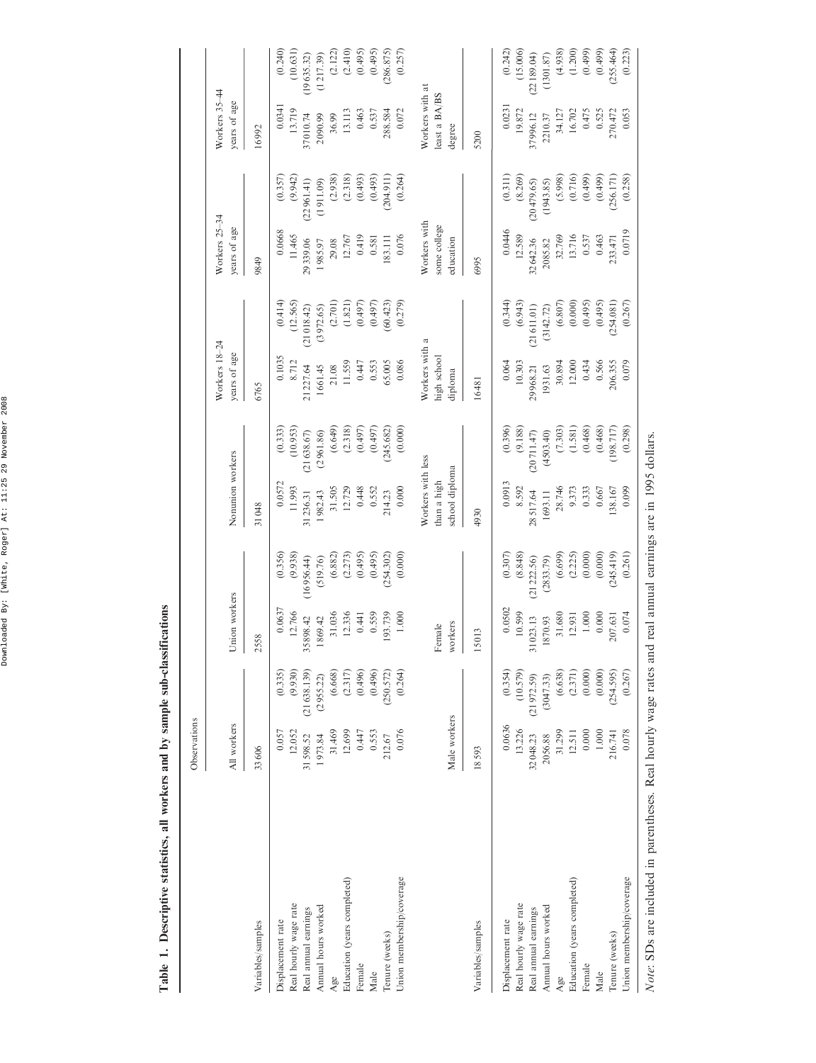**Table 1. Descriptive statistics, all workers and by sample sub-classifications**

| Variables/samples | All workers | | Union workers | | Nonunion workers | | Workers 18–24 years of age | | Workers 25–34 years of age | | Workers 35–44 years of age | |
|---|---|---|---|---|---|---|---|---|---|---|---|---|
| Observations | 33 606 | | 2558 | | 31 048 | | 6765 | | 9849 | | 16 992 | |
| Displacement rate | 0.057 | (0.335) | 0.0637 | (0.356) | 0.0572 | (0.333) | 0.1035 | (0.414) | 0.0668 | (0.357) | 0.0341 | (0.240) |
| Real hourly wage rate | 12.052 | (9.930) | 12.766 | (9.938) | 11.993 | (10.953) | 8.712 | (12.565) | 11.465 | (9.942) | 13.719 | (10.631) |
| Real annual earnings | 31 598.52 | (21 638.139) | 35 898.42 | (16 956.44) | 31 236.31 | (21 638.67) | 21 227.64 | (21 018.42) | 29 339.06 | (22 961.41) | 37 010.74 | (19 635.32) |
| Annual hours worked | 1 973.84 | (2 955.22) | 1 869.42 | (519.76) | 1 982.43 | (2 961.86) | 1 661.45 | (3 972.65) | 1 985.97 | (1 911.09) | 2 090.99 | (1 217.39) |
| Age | 31.469 | (6.668) | 31.036 | (6.882) | 31.505 | (6.649) | 21.08 | (2.701) | 29.08 | (2.938) | 36.99 | (2.122) |
| Education (years completed) | 12.699 | (2.317) | 12.336 | (2.273) | 12.729 | (2.318) | 11.559 | (1.821) | 12.767 | (2.318) | 13.113 | (2.410) |
| Female | 0.447 | (0.496) | 0.441 | (0.495) | 0.448 | (0.497) | 0.447 | (0.497) | 0.419 | (0.493) | 0.463 | (0.495) |
| Male | 0.553 | (0.496) | 0.559 | (0.495) | 0.552 | (0.497) | 0.553 | (0.497) | 0.581 | (0.493) | 0.537 | (0.495) |
| Tenure (weeks) | 212.67 | (250.572) | 193.739 | (254.302) | 214.23 | (245.682) | 65.005 | (60.423) | 183.111 | (204.911) | 288.584 | (286.875) |
| Union membership/coverage | 0.076 | (0.264) | 1.000 | (0.000) | 0.000 | (0.000) | 0.086 | (0.279) | 0.076 | (0.264) | 0.072 | (0.257) |

| Variables/samples | Male workers | | Female workers | | Workers with less than a high school diploma | | Workers with a high school diploma | | Workers with some college education | | Workers with at least a BA/BS degree | |
|---|---|---|---|---|---|---|---|---|---|---|---|---|
| Observations | 18 593 | | 15 013 | | 4930 | | 16 481 | | 6995 | | 5200 | |
| Displacement rate | 0.0636 | (0.354) | 0.0502 | (0.307) | 0.0913 | (0.396) | 0.064 | (0.344) | 0.0446 | (0.311) | 0.0231 | (0.242) |
| Real hourly wage rate | 13.226 | (10.579) | 10.599 | (8.848) | 8.592 | (9.188) | 10.303 | (6.943) | 12.589 | (8.269) | 19.872 | (15.006) |
| Real annual earnings | 32 048.23 | (21 972.59) | 31 023.13 | (21 222.56) | 28 517.64 | (20 711.47) | 29 968.21 | (21 611.01) | 32 642.36 | (20 479.65) | 37 996.12 | (22 189.04) |
| Annual hours worked | 2056.88 | (3047.33) | 1870.93 | (2833.79) | 1693.11 | (4503.40) | 1931.63 | (3142.72) | 2085.82 | (1943.85) | 2210.37 | (1301.87) |
| Age | 31.299 | (6.638) | 31.680 | (6.699) | 28.746 | (7.303) | 30.894 | (6.807) | 32.769 | (5.998) | 34.127 | (4.938) |
| Education (years completed) | 12.511 | (2.371) | 12.931 | (2.225) | 9.373 | (1.581) | 12.000 | (0.000) | 13.716 | (0.716) | 16.702 | (1.200) |
| Female | 0.000 | (0.000) | 1.000 | (0.000) | 0.333 | (0.468) | 0.434 | (0.495) | 0.537 | (0.499) | 0.475 | (0.499) |
| Male | 1.000 | (0.000) | 0.000 | (0.000) | 0.667 | (0.468) | 0.566 | (0.495) | 0.463 | (0.499) | 0.525 | (0.499) |
| Tenure (weeks) | 216.741 | (254.595) | 207.631 | (245.419) | 138.167 | (198.717) | 206.355 | (254.081) | 233.471 | (256.171) | 270.472 | (255.464) |
| Union membership/coverage | 0.078 | (0.267) | 0.074 | (0.261) | 0.099 | (0.298) | 0.079 | (0.267) | 0.0719 | (0.258) | 0.053 | (0.223) |

*Note*: SDs are included in parentheses. Real hourly wage rates and real annual earnings are in 1995 dollars.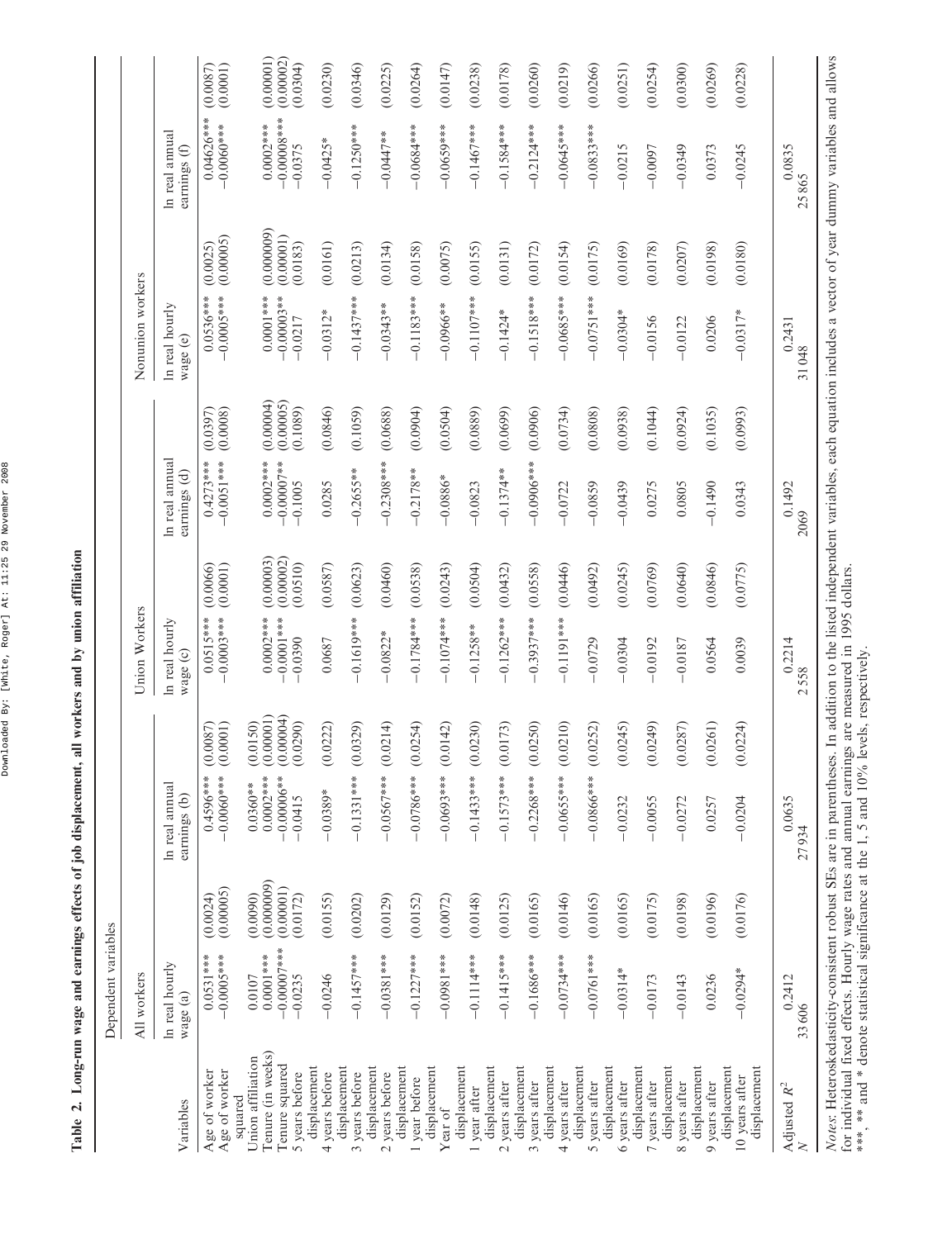**Table 2. Long-run wage and earnings effects of job displacement, all workers and by union affiliation**

| Variables | Dependent variables | | | | | | | | | | | |
|---|---|---|---|---|---|---|---|---|---|---|---|---|
| | All workers | | | | Union Workers | | | | Nonunion workers | | | |
| | ln real hourly wage (a) | | ln real annual earnings (b) | | ln real hourly wage (c) | | ln real annual earnings (d) | | ln real hourly wage (e) | | ln real annual earnings (f) | |
| Age of worker | 0.0531*** | (0.0024) | 0.4596*** | (0.0087) | 0.0515*** | (0.0066) | 0.4273*** | (0.0397) | 0.0536*** | (0.0025) | 0.04626*** | (0.0087) |
| Age of worker squared | −0.0005*** | (0.00005) | −0.0060*** | (0.0001) | −0.0003*** | (0.0001) | −0.0051*** | (0.0008) | −0.0005*** | (0.00005) | −0.0060*** | (0.0001) |
| Union affiliation | 0.0107 | (0.0090) | 0.0360** | (0.0150) | | | | | | | | |
| Tenure (in weeks) | 0.0001*** | (0.000009) | 0.0002*** | (0.00001) | 0.0002*** | (0.00003) | 0.0002*** | (0.00004) | 0.0001*** | (0.000009) | 0.0002*** | (0.00001) |
| Tenure squared | −0.00007*** | (0.00001) | −0.00006** | (0.00004) | −0.0001*** | (0.00002) | −0.00007** | (0.00005) | −0.00003** | (0.00001) | −0.00008*** | (0.00002) |
| 5 years before displacement | −0.0235 | (0.0172) | −0.0415 | (0.0290) | −0.0390 | (0.0510) | −0.1005 | (0.1089) | −0.0217 | (0.0183) | −0.0375 | (0.0304) |
| 4 years before displacement | −0.0246 | (0.0155) | −0.0389* | (0.0222) | 0.0687 | (0.0587) | 0.0285 | (0.0846) | −0.0312* | (0.0161) | −0.0425* | (0.0230) |
| 3 years before displacement | −0.1457*** | (0.0202) | −0.1331*** | (0.0329) | −0.1619*** | (0.0623) | −0.2655** | (0.1059) | −0.1437*** | (0.0213) | −0.1250*** | (0.0346) |
| 2 years before displacement | −0.0381*** | (0.0129) | −0.0567*** | (0.0214) | −0.0822* | (0.0460) | −0.2308*** | (0.0688) | −0.0343** | (0.0134) | −0.0447** | (0.0225) |
| 1 year before displacement | −0.1227*** | (0.0152) | −0.0786*** | (0.0254) | −0.1784*** | (0.0538) | −0.2178** | (0.0904) | −0.1183*** | (0.0158) | −0.0684*** | (0.0264) |
| Year of displacement | −0.0981*** | (0.0072) | −0.0693*** | (0.0142) | −0.1074*** | (0.0243) | −0.0886* | (0.0504) | −0.0966** | (0.0075) | −0.0650*** | (0.0147) |
| 1 year after displacement | −0.1114*** | (0.0148) | −0.1433*** | (0.0230) | −0.1258** | (0.0504) | −0.0823 | (0.0889) | −0.1107*** | (0.0155) | −0.1467*** | (0.0238) |
| 2 years after displacement | −0.1415*** | (0.0125) | −0.1573*** | (0.0173) | −0.1262*** | (0.0432) | −0.1374** | (0.0699) | −0.1424* | (0.0131) | −0.1584*** | (0.0178) |
| 3 years after displacement | −0.1686*** | (0.0165) | −0.2268*** | (0.0250) | −0.3937*** | (0.0558) | −0.0906*** | (0.0906) | −0.1518*** | (0.0172) | −0.2124*** | (0.0260) |
| 4 years after displacement | −0.0734*** | (0.0146) | −0.0655*** | (0.0210) | −0.1191*** | (0.0446) | −0.0722 | (0.0734) | −0.0685*** | (0.0154) | −0.0645*** | (0.0219) |
| 5 years after displacement | −0.0761*** | (0.0165) | −0.0866*** | (0.0252) | −0.0729 | (0.0492) | −0.0859 | (0.0808) | −0.0751*** | (0.0175) | −0.0833*** | (0.0266) |
| 6 years after displacement | −0.0314* | (0.0165) | −0.0232 | (0.0245) | −0.0304 | (0.0245) | −0.0439 | (0.0938) | −0.0304* | (0.0169) | −0.0215 | (0.0251) |
| 7 years after displacement | −0.0173 | (0.0175) | −0.0055 | (0.0249) | −0.0192 | (0.0769) | 0.0275 | (0.1044) | −0.0156 | (0.0178) | −0.0097 | (0.0254) |
| 8 years after displacement | −0.0143 | (0.0198) | −0.0272 | (0.0287) | −0.0187 | (0.0640) | 0.0805 | (0.0924) | −0.0122 | (0.0207) | −0.0349 | (0.0300) |
| 9 years after displacement | 0.0236 | (0.0196) | 0.0257 | (0.0261) | 0.0564 | (0.0846) | −0.1490 | (0.1035) | 0.0206 | (0.0198) | 0.0373 | (0.0269) |
| 10 years after displacement | −0.0294* | (0.0176) | −0.0204 | (0.0224) | 0.0039 | (0.0775) | 0.0343 | (0.0993) | −0.0317* | (0.0180) | −0.0245 | (0.0228) |
| Adjusted $R^2$ | 0.2412 | | 0.0635 | | 0.2214 | | 0.1492 | | 0.2431 | | 0.0835 | |
| $N$ | 33 606 | | 27 934 | | 2 558 | | 2069 | | 31 048 | | 25 865 | |

*Notes*: Heteroskedasticity-consistent robust SEs are in parentheses. In addition to the listed independent variables, each equation includes a vector of year dummy variables and allows for individual fixed effects. Hourly wage rates and annual earnings are measured in 1995 dollars.
***, ** and * denote statistical significance at the 1, 5 and 10% levels, respectively.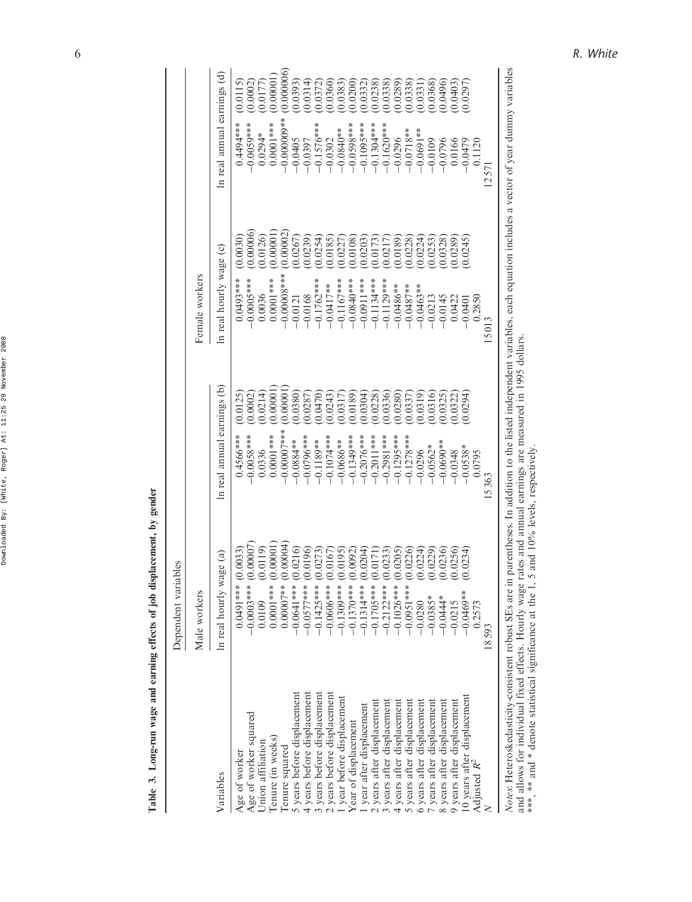**Table 3. Long-run wage and earning effects of job displacement, by gender**

| | Dependent variables | | | | | | | |
|---|---|---|---|---|---|---|---|---|
| | Male workers | | | | Female workers | | | |
| Variables | ln real hourly wage (a) | | ln real annual earnings (b) | | ln real hourly wage (c) | | ln real annual earnings (d) | |
| Age of worker | 0.0491*** | (0.0033) | 0.4566*** | (0.0125) | 0.0493*** | (0.0030) | 0.4494*** | (0.0115) |
| Age of worker squared | −0.0003*** | (0.00007) | −0.0058*** | (0.0002) | −0.0005*** | (0.00006) | −0.0059*** | (0.0002) |
| Union affiliation | 0.0109 | (0.0119) | 0.0336 | (0.0214) | 0.0036 | (0.0126) | 0.0294* | (0.0177) |
| Tenure (in weeks) | 0.0001*** | (0.00001) | 0.0001*** | (0.00001) | 0.0001*** | (0.00001) | 0.0001*** | (0.00001) |
| Tenure squared | 0.00007** | (0.00004) | −0.00007*** | (0.00001) | −0.00008*** | (0.00002) | −0.000009*** | (0.000006) |
| 5 years before displacement | −0.0641*** | (0.0216) | −0.0884** | (0.0380) | −0.0121 | (0.0267) | −0.0405 | (0.0393) |
| 4 years before displacement | −0.0577*** | (0.0196) | −0.0796*** | (0.0287) | −0.0168 | (0.0239) | −0.0397 | (0.0314) |
| 3 years before displacement | −0.1425*** | (0.0273) | −0.1189** | (0.0470) | −0.1762*** | (0.0254) | −0.1576*** | (0.0372) |
| 2 years before displacement | −0.0606*** | (0.0167) | −0.1074*** | (0.0243) | −0.0417** | (0.0185) | −0.0302 | (0.0360) |
| 1 year before displacement | −0.1309*** | (0.0195) | −0.0686** | (0.0317) | −0.1167*** | (0.0227) | −0.0840** | (0.0383) |
| Year of displacement | −0.1370*** | (0.0092) | −0.1349*** | (0.0189) | −0.0840*** | (0.0108) | −0.0598*** | (0.0200) |
| 1 year after displacement | −0.1314*** | (0.0204) | −0.2076*** | (0.0304) | −0.0911*** | (0.0203) | −0.1095*** | (0.0332) |
| 2 years after displacement | −0.1705*** | (0.0171) | −0.2011*** | (0.0228) | −0.1134*** | (0.0173) | −0.1304*** | (0.0238) |
| 3 years after displacement | −0.2122*** | (0.0233) | −0.2981*** | (0.0336) | −0.1129*** | (0.0217) | −0.1620*** | (0.0338) |
| 4 years after displacement | −0.1026*** | (0.0205) | −0.1295*** | (0.0280) | −0.0486** | (0.0189) | −0.0296 | (0.0289) |
| 5 years after displacement | −0.0951*** | (0.0226) | −0.1278*** | (0.0337) | −0.0487** | (0.0228) | −0.0718** | (0.0338) |
| 6 years after displacement | −0.0280 | (0.0224) | −0.0296 | (0.0319) | −0.0463** | (0.0224) | −0.0691** | (0.0331) |
| 7 years after displacement | −0.0385* | (0.0229) | −0.0562* | (0.0316) | −0.0213 | (0.0253) | −0.0109 | (0.0368) |
| 8 years after displacement | −0.0444* | (0.0236) | −0.0690** | (0.0325) | −0.0145 | (0.0328) | −0.0796 | (0.0496) |
| 9 years after displacement | −0.0215 | (0.0256) | −0.0348 | (0.0322) | 0.0422 | (0.0289) | 0.0166 | (0.0403) |
| 10 years after displacement | −0.0469** | (0.0234) | −0.0538* | (0.0294) | −0.0401 | (0.0245) | −0.0479 | (0.0297) |
| Adjusted $R^2$ | 0.2573 | | 0.0795 | | 0.2850 | | 0.1120 | |
| $N$ | 18 593 | | 15 363 | | 15 013 | | 12 571 | |

*Notes*: Heteroskedasticity-consistent robust SEs are in parentheses. In addition to the listed independent variables, each equation includes a vector of year dummy variables and allows for individual fixed effects. Hourly wage rates and annual earnings are measured in 1995 dollars.
***, ** and * denote statistical significance at the 1, 5 and 10% levels, respectively.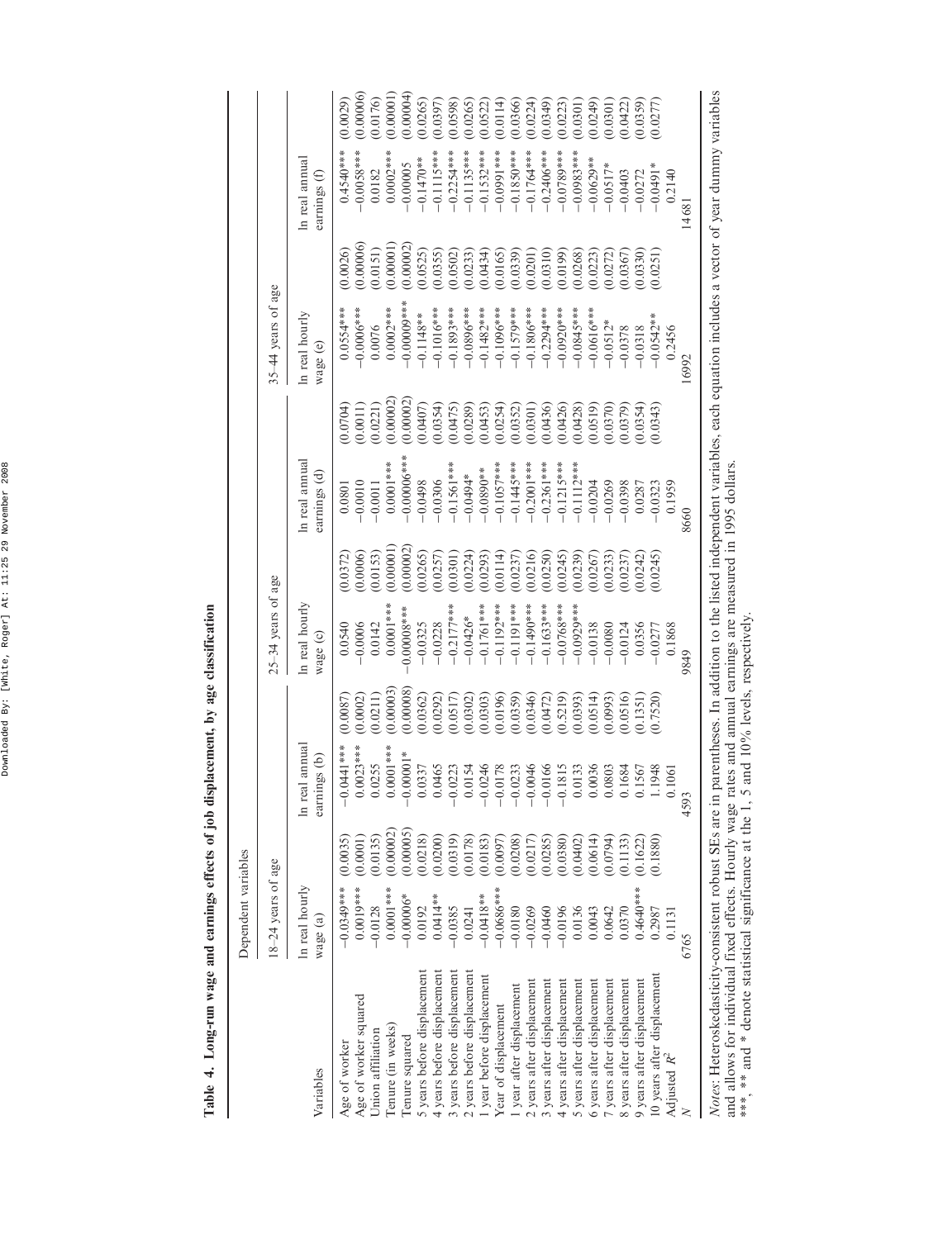**Table 4. Long-run wage and earnings effects of job displacement, by age classification**

| | Dependent variables | | | | | | | | | | | |
|---|---|---|---|---|---|---|---|---|---|---|---|---|
| | 18–24 years of age | | | | 25–34 years of age | | | | 35–44 years of age | | | |
| Variables | ln real hourly wage (a) | | ln real annual earnings (b) | | ln real hourly wage (c) | | ln real annual earnings (d) | | ln real hourly wage (e) | | ln real annual earnings (f) | |
| Age of worker | −0.0349*** | (0.0035) | −0.0441*** | (0.0087) | 0.0540 | (0.0372) | 0.0801 | (0.0704) | 0.0554*** | (0.0026) | 0.4540*** | (0.0029) |
| Age of worker squared | 0.0019*** | (0.0001) | 0.0023*** | (0.0002) | −0.0006 | (0.0006) | −0.0010 | (0.0011) | −0.0006*** | (0.00006) | −0.0058*** | (0.00006) |
| Union affiliation | −0.0128 | (0.0135) | 0.0255 | (0.0211) | 0.0142 | (0.0153) | −0.0011 | (0.0221) | 0.0076 | (0.0151) | 0.0182 | (0.0176) |
| Tenure (in weeks) | 0.0001*** | (0.00002) | 0.0001*** | (0.00003) | 0.0001*** | (0.00001) | 0.0001*** | (0.00002) | 0.0002*** | (0.00001) | 0.0002*** | (0.00001) |
| Tenure squared | −0.00006* | (0.00005) | −0.00001* | (0.00008) | −0.00008*** | (0.00002) | −0.00006*** | (0.00002) | −0.00009*** | (0.00002) | −0.00005 | (0.00004) |
| 5 years before displacement | 0.0192 | (0.0218) | 0.0337 | (0.0362) | −0.0325 | (0.0265) | −0.0498 | (0.0407) | −0.1148** | (0.0525) | −0.1470** | (0.0265) |
| 4 years before displacement | 0.0414** | (0.0200) | 0.0465 | (0.0292) | −0.0228 | (0.0257) | −0.0306 | (0.0354) | −0.1016*** | (0.0355) | −0.1115*** | (0.0397) |
| 3 years before displacement | −0.0385 | (0.0319) | −0.0223 | (0.0517) | −0.2177*** | (0.0301) | −0.1561*** | (0.0475) | −0.1893*** | (0.0502) | −0.2254*** | (0.0598) |
| 2 years before displacement | 0.0241 | (0.0178) | 0.0154 | (0.0302) | −0.0426* | (0.0224) | −0.0494* | (0.0289) | −0.0896*** | (0.0233) | −0.1135*** | (0.0265) |
| 1 year before displacement | −0.0418** | (0.0183) | −0.0246 | (0.0303) | −0.1761*** | (0.0293) | −0.0890** | (0.0453) | −0.1482*** | (0.0434) | −0.1532*** | (0.0522) |
| Year of displacement | −0.0686*** | (0.0097) | −0.0178 | (0.0196) | −0.1192*** | (0.0114) | −0.1057*** | (0.0254) | −0.1096*** | (0.0165) | −0.0991*** | (0.0114) |
| 1 year after displacement | −0.0180 | (0.0208) | −0.0233 | (0.0359) | −0.1191*** | (0.0237) | −0.1445*** | (0.0352) | −0.1579*** | (0.0339) | −0.1850*** | (0.0366) |
| 2 years after displacement | −0.0269 | (0.0217) | −0.0046 | (0.0346) | −0.1490*** | (0.0216) | −0.2001*** | (0.0301) | −0.1806*** | (0.0201) | −0.1764*** | (0.0224) |
| 3 years after displacement | −0.0460 | (0.0285) | −0.0166 | (0.0472) | −0.1633*** | (0.0250) | −0.2361*** | (0.0436) | −0.2294*** | (0.0310) | −0.2406*** | (0.0349) |
| 4 years after displacement | −0.0196 | (0.0380) | −0.1815 | (0.5219) | −0.0768*** | (0.0245) | −0.1215*** | (0.0426) | −0.0920*** | (0.0199) | −0.0789*** | (0.0223) |
| 5 years after displacement | 0.0136 | (0.0402) | 0.0133 | (0.0393) | −0.0929*** | (0.0239) | −0.1112*** | (0.0428) | −0.0845*** | (0.0268) | −0.0983*** | (0.0301) |
| 6 years after displacement | 0.0043 | (0.0614) | 0.0036 | (0.0514) | −0.0138 | (0.0267) | −0.0204 | (0.0519) | −0.0616*** | (0.0223) | −0.0629** | (0.0249) |
| 7 years after displacement | 0.0642 | (0.0794) | 0.0803 | (0.0993) | −0.0080 | (0.0233) | −0.0269 | (0.0370) | −0.0512* | (0.0272) | −0.0517* | (0.0301) |
| 8 years after displacement | 0.0370 | (0.1133) | 0.1684 | (0.0516) | −0.0124 | (0.0237) | −0.0398 | (0.0379) | −0.0378 | (0.0367) | −0.0403 | (0.0422) |
| 9 years after displacement | 0.4640*** | (0.1622) | 0.1567 | (0.1351) | 0.0356 | (0.0242) | 0.0287 | (0.0354) | −0.0318 | (0.0330) | −0.0272 | (0.0359) |
| 10 years after displacement | 0.2987 | (0.1880) | 1.1948 | (0.7520) | −0.0277 | (0.0245) | −0.0323 | (0.0343) | −0.0542** | (0.0251) | −0.0491* | (0.0277) |
| Adjusted $R^2$ | 0.1131 | | 0.1061 | | 0.1868 | | 0.1959 | | 0.2456 | | 0.2140 | |
| $N$ | 6765 | | 4593 | | 9849 | | 8660 | | 16992 | | 14681 | |

*Notes*: Heteroskedasticity-consistent robust SEs are in parentheses. In addition to the listed independent variables, each equation includes a vector of year dummy variables and allows for individual fixed effects. Hourly wage rates and annual earnings are measured in 1995 dollars.
***, ** and * denote statistical significance at the 1, 5 and 10% levels, respectively.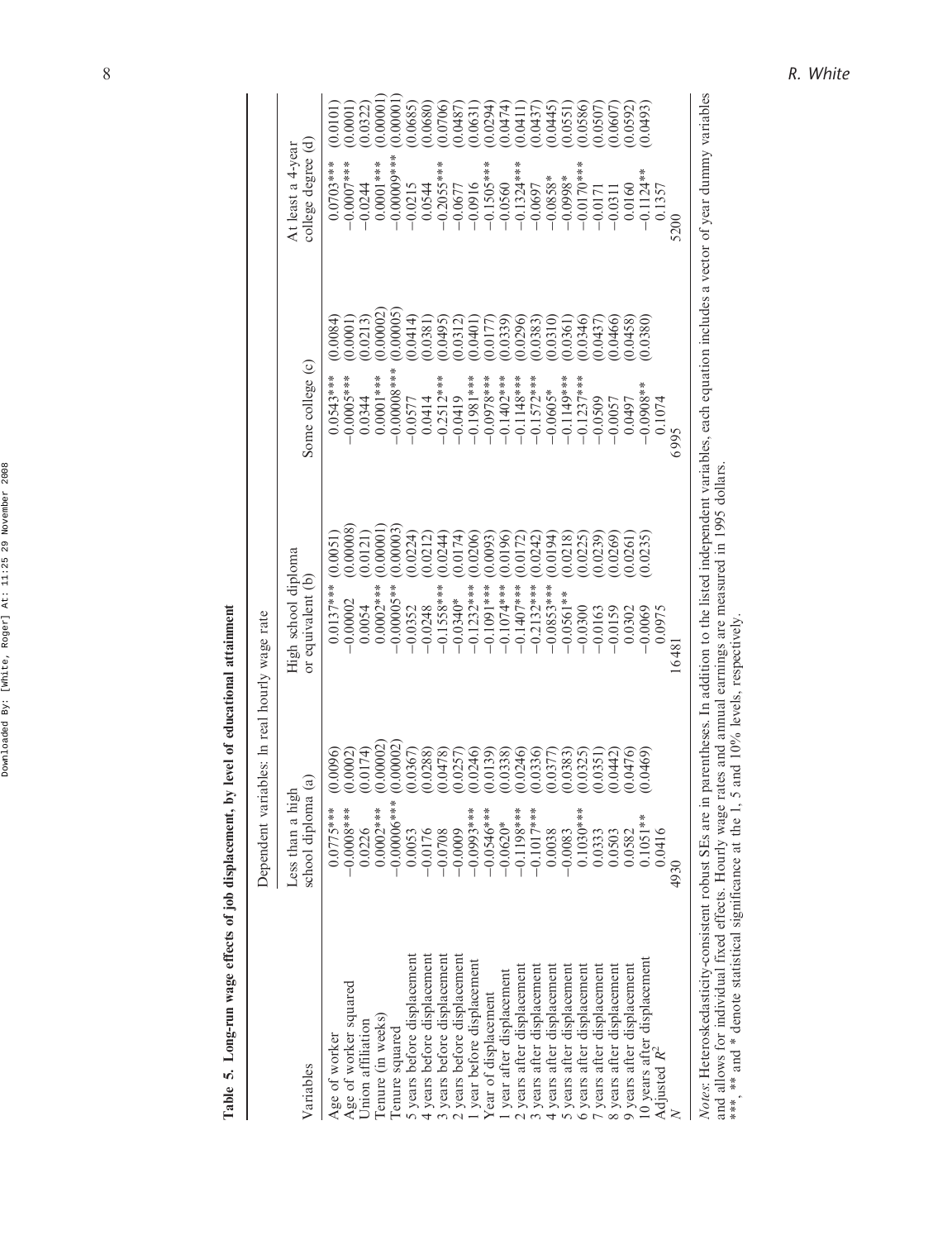**Table 5. Long-run wage effects of job displacement, by level of educational attainment**

| | Dependent variables: ln real hourly wage rate | | | | | | | |
|---|---|---|---|---|---|---|---|---|
| Variables | Less than a high school diploma (a) | | High school diploma or equivalent (b) | | Some college (c) | | At least a 4-year college degree (d) | |
| Age of worker | 0.0775*** | (0.0096) | 0.0137*** | (0.0051) | 0.0543*** | (0.0084) | 0.0703*** | (0.0101) |
| Age of worker squared | −0.0008*** | (0.0002) | −0.00002 | (0.00008) | −0.0005*** | (0.0001) | −0.0007*** | (0.0001) |
| Union affiliation | 0.0226 | (0.0174) | 0.0054 | (0.0121) | 0.0344 | (0.0213) | −0.0244 | (0.0322) |
| Tenure (in weeks) | 0.0002*** | (0.00002) | 0.0002*** | (0.00001) | 0.0001*** | (0.00002) | 0.0001*** | (0.00001) |
| Tenure squared | −0.00006*** | (0.00002) | −0.00005** | (0.00003) | −0.00008*** | (0.00005) | −0.00009*** | (0.00001) |
| 5 years before displacement | 0.0053 | (0.0367) | −0.0352 | (0.0224) | −0.0577 | (0.0414) | −0.0215 | (0.0685) |
| 4 years before displacement | −0.0176 | (0.0288) | −0.0248 | (0.0212) | 0.0414 | (0.0381) | 0.0544 | (0.0680) |
| 3 years before displacement | −0.0708 | (0.0478) | −0.1558*** | (0.0244) | −0.2512*** | (0.0495) | −0.2055*** | (0.0706) |
| 2 years before displacement | −0.0009 | (0.0257) | −0.0340* | (0.0174) | −0.0419 | (0.0312) | −0.0677 | (0.0487) |
| 1 year before displacement | −0.0993*** | (0.0246) | −0.1232*** | (0.0206) | −0.1981*** | (0.0401) | −0.0916 | (0.0631) |
| Year of displacement | −0.0546*** | (0.0139) | −0.1091*** | (0.0093) | −0.0978*** | (0.0177) | −0.1505*** | (0.0294) |
| 1 year after displacement | −0.0620* | (0.0338) | −0.1074*** | (0.0196) | −0.1402*** | (0.0339) | −0.0560 | (0.0474) |
| 2 years after displacement | −0.1198*** | (0.0246) | −0.1407*** | (0.0172) | −0.1148*** | (0.0296) | −0.1324*** | (0.0411) |
| 3 years after displacement | −0.1017*** | (0.0336) | −0.2132*** | (0.0242) | −0.1572*** | (0.0383) | −0.0697 | (0.0437) |
| 4 years after displacement | 0.0038 | (0.0377) | −0.0853*** | (0.0194) | −0.0605* | (0.0310) | −0.0858* | (0.0445) |
| 5 years after displacement | −0.0083 | (0.0383) | −0.0561** | (0.0218) | −0.1149*** | (0.0361) | −0.0998* | (0.0551) |
| 6 years after displacement | 0.1030*** | (0.0325) | −0.0300 | (0.0225) | −0.1237*** | (0.0346) | −0.0170*** | (0.0586) |
| 7 years after displacement | 0.0333 | (0.0351) | −0.0163 | (0.0239) | −0.0509 | (0.0437) | −0.0171 | (0.0507) |
| 8 years after displacement | 0.0503 | (0.0442) | −0.0159 | (0.0269) | −0.0057 | (0.0466) | −0.0311 | (0.0607) |
| 9 years after displacement | 0.0582 | (0.0476) | 0.0302 | (0.0261) | 0.0497 | (0.0458) | 0.0160 | (0.0592) |
| 10 years after displacement | 0.1051** | (0.0469) | −0.0069 | (0.0235) | −0.0908** | (0.0380) | −0.1124** | (0.0493) |
| Adjusted $R^2$ | 0.0416 | | 0.0975 | | 0.1074 | | 0.1357 | |
| $N$ | 4930 | | 16481 | | 6995 | | 5200 | |

*Notes*: Heteroskedasticity-consistent robust SEs are in parentheses. In addition to the listed independent variables, each equation includes a vector of year dummy variables and allows for individual fixed effects. Hourly wage rates and annual earnings are measured in 1995 dollars.
***, ** and * denote statistical significance at the 1, 5 and 10% levels, respectively.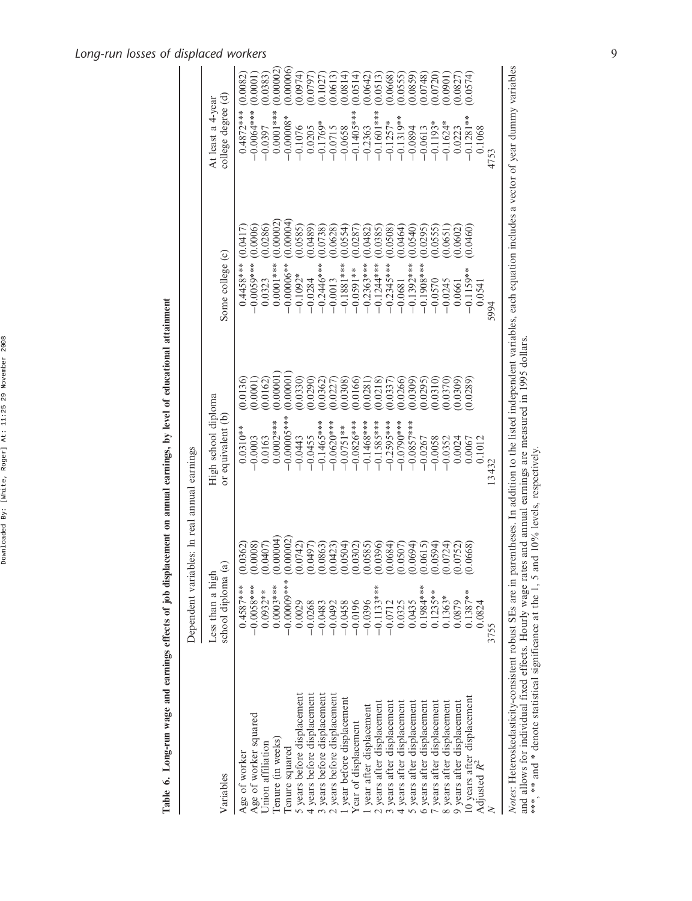**Table 6. Long-run wage and earnings effects of job displacement on annual earnings, by level of educational attainment**

| Variables | Dependent variables: ln real annual earnings | | | | | | | |
|---|---|---|---|---|---|---|---|---|
| | Less than a high school diploma (a) | | High school diploma or equivalent (b) | | Some college (c) | | At least a 4-year college degree (d) | |
| Age of worker | 0.4587*** | (0.0362) | 0.0310** | (0.0136) | 0.4458*** | (0.0417) | 0.4872*** | (0.0082) |
| Age of worker squared | −0.0058*** | (0.0008) | −0.0003 | (0.0001) | −0.0059*** | (0.0006) | −0.0064*** | (0.0001) |
| Union affiliation | 0.0932** | (0.0407) | 0.0163 | (0.0162) | 0.0323 | (0.0286) | −0.0397 | (0.0383) |
| Tenure (in weeks) | 0.0003*** | (0.00004) | 0.0002*** | (0.00001) | 0.0001*** | (0.00002) | 0.0001*** | (0.00002) |
| Tenure squared | −0.00009*** | (0.00002) | −0.00005*** | (0.00001) | −0.00006** | (0.00004) | −0.00008* | (0.00006) |
| 5 years before displacement | 0.0029 | (0.0742) | −0.0443 | (0.0330) | −0.1092* | (0.0585) | −0.1076 | (0.0974) |
| 4 years before displacement | −0.0268 | (0.0497) | −0.0455 | (0.0290) | −0.0284 | (0.0489) | 0.0205 | (0.0797) |
| 3 years before displacement | −0.0483 | (0.0863) | −0.1465*** | (0.0362) | −0.2446*** | (0.0738) | −0.1769* | (0.1027) |
| 2 years before displacement | −0.0492 | (0.0423) | −0.0620*** | (0.0227) | −0.0013 | (0.0628) | −0.0715 | (0.0613) |
| 1 year before displacement | −0.0458 | (0.0504) | −0.0751** | (0.0308) | −0.1881*** | (0.0554) | −0.0658 | (0.0814) |
| Year of displacement | −0.0196 | (0.0302) | −0.0826*** | (0.0166) | −0.0591** | (0.0287) | −0.1405*** | (0.0514) |
| 1 year after displacement | −0.0396 | (0.0585) | −0.1468*** | (0.0281) | −0.2363*** | (0.0482) | −0.2363 | (0.0642) |
| 2 years after displacement | −0.1133*** | (0.0396) | −0.1585*** | (0.0218) | −0.1244*** | (0.0385) | −0.1601*** | (0.0513) |
| 3 years after displacement | −0.0712 | (0.0684) | −0.2595*** | (0.0337) | −0.2345*** | (0.0508) | −0.1257* | (0.0668) |
| 4 years after displacement | 0.0325 | (0.0507) | −0.0790*** | (0.0266) | −0.0681 | (0.0464) | −0.1319** | (0.0555) |
| 5 years after displacement | 0.0435 | (0.0694) | −0.0857*** | (0.0309) | −0.1392*** | (0.0540) | −0.0894 | (0.0859) |
| 6 years after displacement | 0.1984*** | (0.0615) | −0.0267 | (0.0295) | −0.1908*** | (0.0295) | −0.0613 | (0.0748) |
| 7 years after displacement | 0.1235** | (0.0594) | −0.0058 | (0.0310) | −0.0570 | (0.0555) | −0.1193* | (0.0720) |
| 8 years after displacement | 0.1363* | (0.0724) | −0.0352 | (0.0370) | −0.0245 | (0.0651) | −0.1624* | (0.0901) |
| 9 years after displacement | 0.0879 | (0.0752) | 0.0024 | (0.0309) | 0.0661 | (0.0602) | 0.0223 | (0.0827) |
| 10 years after displacement | 0.1387** | (0.0668) | 0.0067 | (0.0289) | −0.1159** | (0.0460) | −0.1281** | (0.0574) |
| Adjusted $R^2$ | 0.0824 | | 0.1012 | | 0.0541 | | 0.1068 | |
| $N$ | 3755 | | 13432 | | 5994 | | 4753 | |

*Notes*: Heteroskedasticity-consistent robust SEs are in parentheses. In addition to the listed independent variables, each equation includes a vector of year dummy variables and allows for individual fixed effects. Hourly wage rates and annual earnings are measured in 1995 dollars.
***, ** and * denote statistical significance at the 1, 5 and 10% levels, respectively.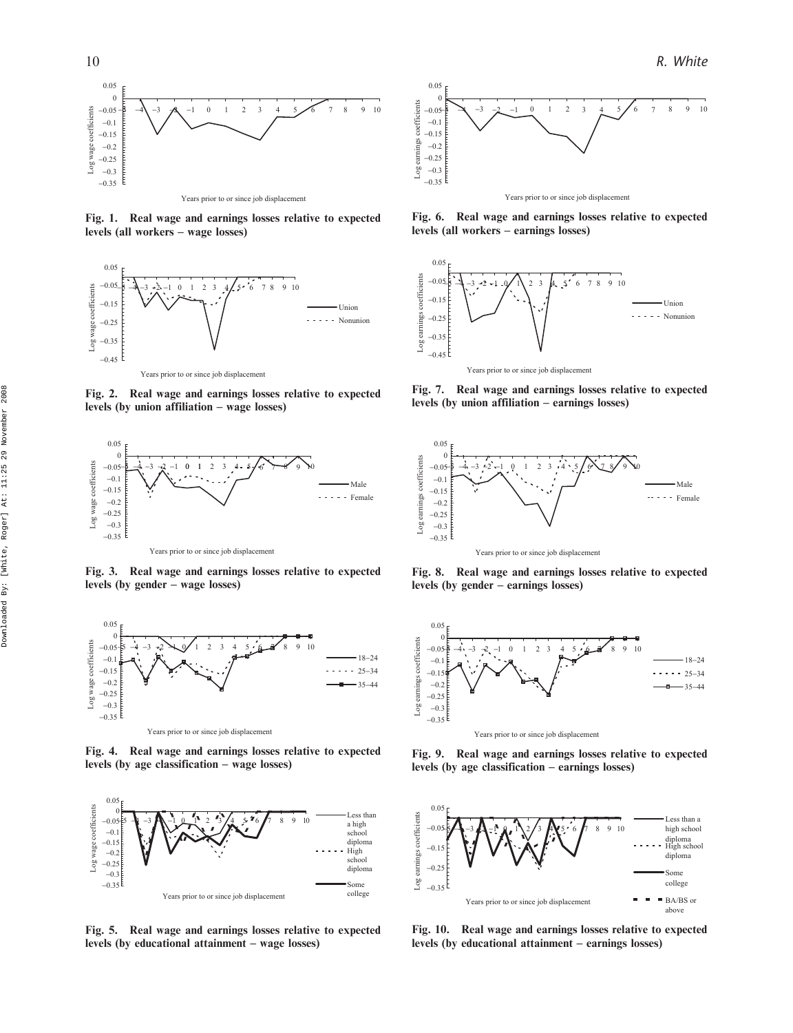Fig. 1. Real wage and earnings losses relative to expected levels (all workers – wage losses)

Fig. 6. Real wage and earnings losses relative to expected levels (all workers – earnings losses)

Fig. 2. Real wage and earnings losses relative to expected levels (by union affiliation – wage losses)

Fig. 7. Real wage and earnings losses relative to expected levels (by union affiliation – earnings losses)

Fig. 3. Real wage and earnings losses relative to expected levels (by gender – wage losses)

Fig. 8. Real wage and earnings losses relative to expected levels (by gender – earnings losses)

Fig. 4. Real wage and earnings losses relative to expected levels (by age classification – wage losses)

Fig. 9. Real wage and earnings losses relative to expected levels (by age classification – earnings losses)

Fig. 5. Real wage and earnings losses relative to expected levels (by educational attainment – wage losses)

Fig. 10. Real wage and earnings losses relative to expected levels (by educational attainment – earnings losses)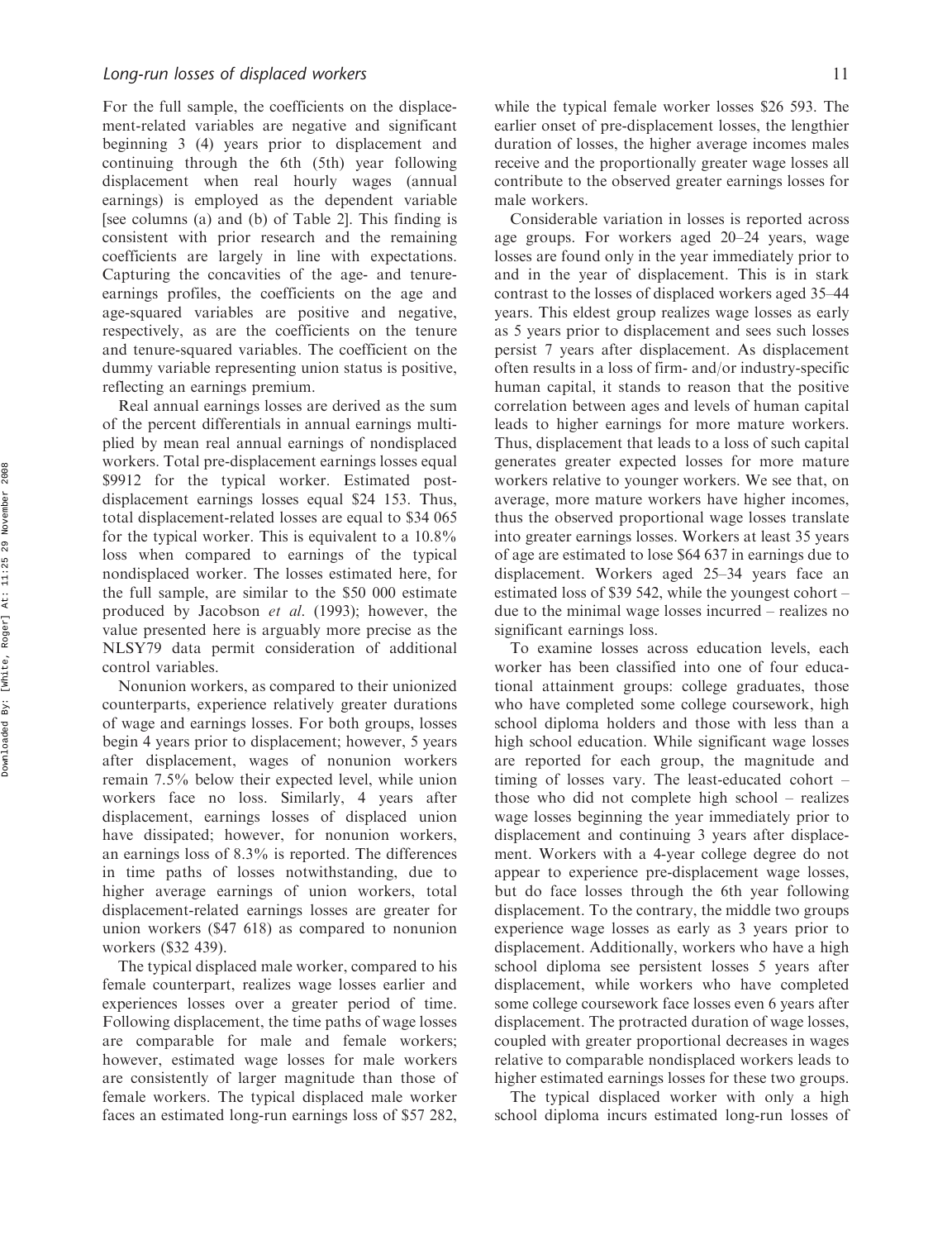For the full sample, the coefficients on the displacement-related variables are negative and significant beginning 3 (4) years prior to displacement and continuing through the 6th (5th) year following displacement when real hourly wages (annual earnings) is employed as the dependent variable [see columns (a) and (b) of Table 2]. This finding is consistent with prior research and the remaining coefficients are largely in line with expectations. Capturing the concavities of the age- and tenure-earnings profiles, the coefficients on the age and age-squared variables are positive and negative, respectively, as are the coefficients on the tenure and tenure-squared variables. The coefficient on the dummy variable representing union status is positive, reflecting an earnings premium.

Real annual earnings losses are derived as the sum of the percent differentials in annual earnings multiplied by mean real annual earnings of nondisplaced workers. Total pre-displacement earnings losses equal $9912 for the typical worker. Estimated post-displacement earnings losses equal $24 153. Thus, total displacement-related losses are equal to $34 065 for the typical worker. This is equivalent to a 10.8% loss when compared to earnings of the typical nondisplaced worker. The losses estimated here, for the full sample, are similar to the $50 000 estimate produced by Jacobson *et al*. (1993); however, the value presented here is arguably more precise as the NLSY79 data permit consideration of additional control variables.

Nonunion workers, as compared to their unionized counterparts, experience relatively greater durations of wage and earnings losses. For both groups, losses begin 4 years prior to displacement; however, 5 years after displacement, wages of nonunion workers remain 7.5% below their expected level, while union workers face no loss. Similarly, 4 years after displacement, earnings losses of displaced union have dissipated; however, for nonunion workers, an earnings loss of 8.3% is reported. The differences in time paths of losses notwithstanding, due to higher average earnings of union workers, total displacement-related earnings losses are greater for union workers ($47 618) as compared to nonunion workers ($32 439).

The typical displaced male worker, compared to his female counterpart, realizes wage losses earlier and experiences losses over a greater period of time. Following displacement, the time paths of wage losses are comparable for male and female workers; however, estimated wage losses for male workers are consistently of larger magnitude than those of female workers. The typical displaced male worker faces an estimated long-run earnings loss of $57 282, while the typical female worker losses $26 593. The earlier onset of pre-displacement losses, the lengthier duration of losses, the higher average incomes males receive and the proportionally greater wage losses all contribute to the observed greater earnings losses for male workers.

Considerable variation in losses is reported across age groups. For workers aged 20–24 years, wage losses are found only in the year immediately prior to and in the year of displacement. This is in stark contrast to the losses of displaced workers aged 35–44 years. This eldest group realizes wage losses as early as 5 years prior to displacement and sees such losses persist 7 years after displacement. As displacement often results in a loss of firm- and/or industry-specific human capital, it stands to reason that the positive correlation between ages and levels of human capital leads to higher earnings for more mature workers. Thus, displacement that leads to a loss of such capital generates greater expected losses for more mature workers relative to younger workers. We see that, on average, more mature workers have higher incomes, thus the observed proportional wage losses translate into greater earnings losses. Workers at least 35 years of age are estimated to lose $64 637 in earnings due to displacement. Workers aged 25–34 years face an estimated loss of $39 542, while the youngest cohort – due to the minimal wage losses incurred – realizes no significant earnings loss.

To examine losses across education levels, each worker has been classified into one of four educational attainment groups: college graduates, those who have completed some college coursework, high school diploma holders and those with less than a high school education. While significant wage losses are reported for each group, the magnitude and timing of losses vary. The least-educated cohort – those who did not complete high school – realizes wage losses beginning the year immediately prior to displacement and continuing 3 years after displacement. Workers with a 4-year college degree do not appear to experience pre-displacement wage losses, but do face losses through the 6th year following displacement. To the contrary, the middle two groups experience wage losses as early as 3 years prior to displacement. Additionally, workers who have a high school diploma see persistent losses 5 years after displacement, while workers who have completed some college coursework face losses even 6 years after displacement. The protracted duration of wage losses, coupled with greater proportional decreases in wages relative to comparable nondisplaced workers leads to higher estimated earnings losses for these two groups.

The typical displaced worker with only a high school diploma incurs estimated long-run losses of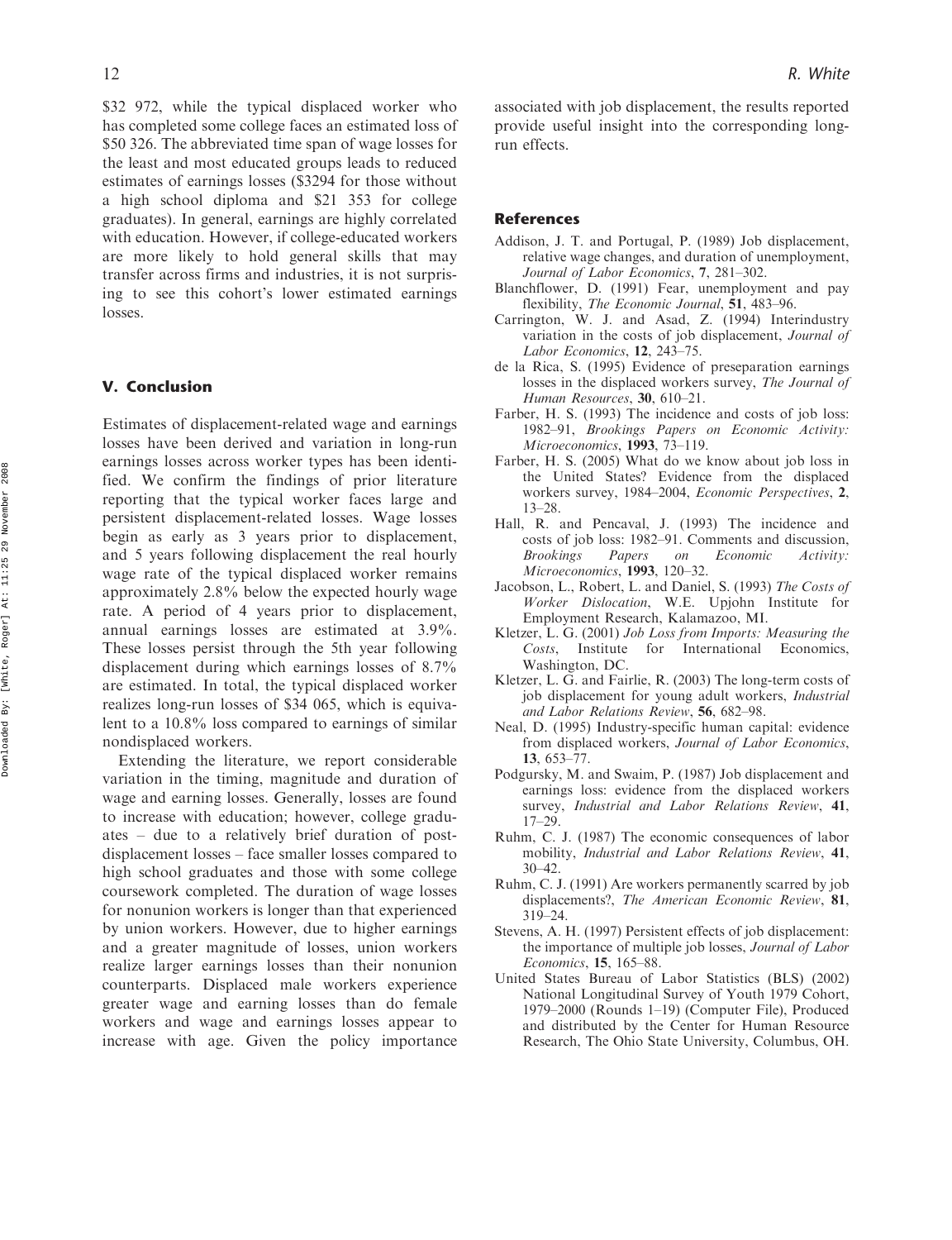$32 972, while the typical displaced worker who has completed some college faces an estimated loss of $50 326. The abbreviated time span of wage losses for the least and most educated groups leads to reduced estimates of earnings losses ($3294 for those without a high school diploma and $21 353 for college graduates). In general, earnings are highly correlated with education. However, if college-educated workers are more likely to hold general skills that may transfer across firms and industries, it is not surprising to see this cohort's lower estimated earnings losses.

## V. Conclusion

Estimates of displacement-related wage and earnings losses have been derived and variation in long-run earnings losses across worker types has been identified. We confirm the findings of prior literature reporting that the typical worker faces large and persistent displacement-related losses. Wage losses begin as early as 3 years prior to displacement, and 5 years following displacement the real hourly wage rate of the typical displaced worker remains approximately 2.8% below the expected hourly wage rate. A period of 4 years prior to displacement, annual earnings losses are estimated at 3.9%. These losses persist through the 5th year following displacement during which earnings losses of 8.7% are estimated. In total, the typical displaced worker realizes long-run losses of $34 065, which is equivalent to a 10.8% loss compared to earnings of similar nondisplaced workers.

Extending the literature, we report considerable variation in the timing, magnitude and duration of wage and earning losses. Generally, losses are found to increase with education; however, college graduates – due to a relatively brief duration of post-displacement losses – face smaller losses compared to high school graduates and those with some college coursework completed. The duration of wage losses for nonunion workers is longer than that experienced by union workers. However, due to higher earnings and a greater magnitude of losses, union workers realize larger earnings losses than their nonunion counterparts. Displaced male workers experience greater wage and earning losses than do female workers and wage and earnings losses appear to increase with age. Given the policy importance associated with job displacement, the results reported provide useful insight into the corresponding long-run effects.

## References

Addison, J. T. and Portugal, P. (1989) Job displacement, relative wage changes, and duration of unemployment, *Journal of Labor Economics*, **7**, 281–302.

Blanchflower, D. (1991) Fear, unemployment and pay flexibility, *The Economic Journal*, **51**, 483–96.

Carrington, W. J. and Asad, Z. (1994) Interindustry variation in the costs of job displacement, *Journal of Labor Economics*, **12**, 243–75.

de la Rica, S. (1995) Evidence of preseparation earnings losses in the displaced workers survey, *The Journal of Human Resources*, **30**, 610–21.

Farber, H. S. (1993) The incidence and costs of job loss: 1982–91, *Brookings Papers on Economic Activity: Microeconomics*, **1993**, 73–119.

Farber, H. S. (2005) What do we know about job loss in the United States? Evidence from the displaced workers survey, 1984–2004, *Economic Perspectives*, **2**, 13–28.

Hall, R. and Pencaval, J. (1993) The incidence and costs of job loss: 1982–91. Comments and discussion, *Brookings Papers on Economic Activity: Microeconomics*, **1993**, 120–32.

Jacobson, L., Robert, L. and Daniel, S. (1993) *The Costs of Worker Dislocation*, W.E. Upjohn Institute for Employment Research, Kalamazoo, MI.

Kletzer, L. G. (2001) *Job Loss from Imports: Measuring the Costs*, Institute for International Economics, Washington, DC.

Kletzer, L. G. and Fairlie, R. (2003) The long-term costs of job displacement for young adult workers, *Industrial and Labor Relations Review*, **56**, 682–98.

Neal, D. (1995) Industry-specific human capital: evidence from displaced workers, *Journal of Labor Economics*, **13**, 653–77.

Podgursky, M. and Swaim, P. (1987) Job displacement and earnings loss: evidence from the displaced workers survey, *Industrial and Labor Relations Review*, **41**, 17–29.

Ruhm, C. J. (1987) The economic consequences of labor mobility, *Industrial and Labor Relations Review*, **41**, 30–42.

Ruhm, C. J. (1991) Are workers permanently scarred by job displacements?, *The American Economic Review*, **81**, 319–24.

Stevens, A. H. (1997) Persistent effects of job displacement: the importance of multiple job losses, *Journal of Labor Economics*, **15**, 165–88.

United States Bureau of Labor Statistics (BLS) (2002) National Longitudinal Survey of Youth 1979 Cohort, 1979–2000 (Rounds 1–19) (Computer File), Produced and distributed by the Center for Human Resource Research, The Ohio State University, Columbus, OH.